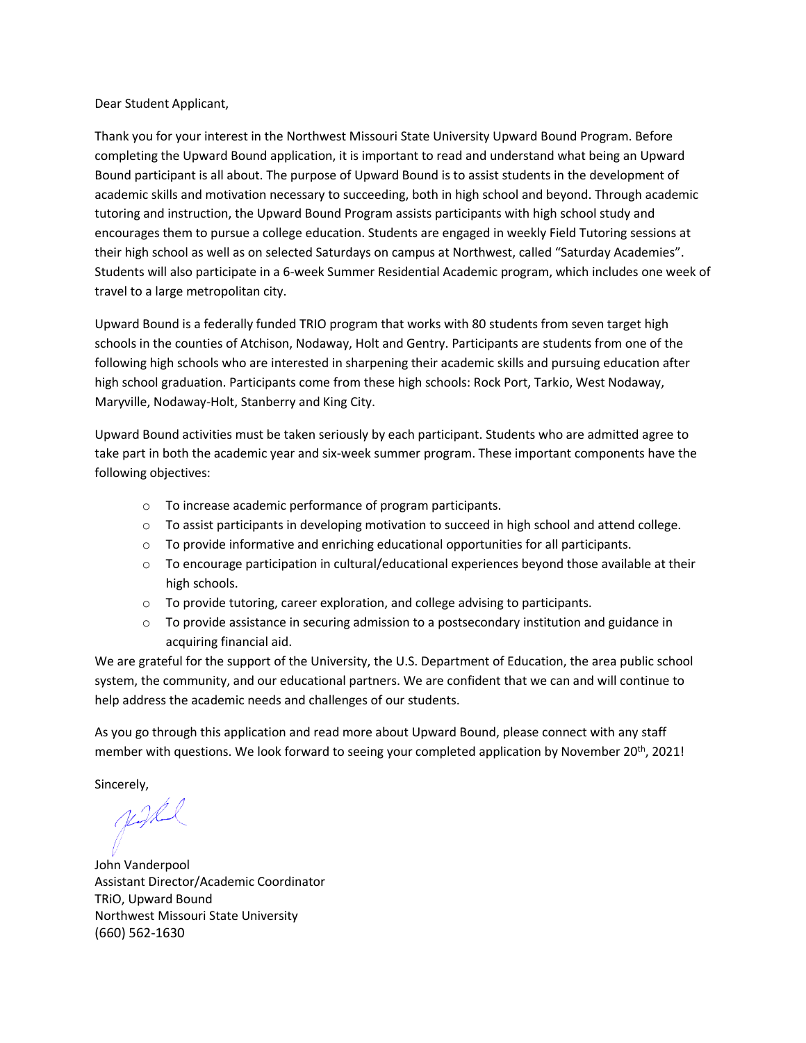Dear Student Applicant,

Thank you for your interest in the Northwest Missouri State University Upward Bound Program. Before completing the Upward Bound application, it is important to read and understand what being an Upward Bound participant is all about. The purpose of Upward Bound is to assist students in the development of academic skills and motivation necessary to succeeding, both in high school and beyond. Through academic tutoring and instruction, the Upward Bound Program assists participants with high school study and encourages them to pursue a college education. Students are engaged in weekly Field Tutoring sessions at their high school as well as on selected Saturdays on campus at Northwest, called "Saturday Academies". Students will also participate in a 6-week Summer Residential Academic program, which includes one week of travel to a large metropolitan city.

Upward Bound is a federally funded TRIO program that works with 80 students from seven target high schools in the counties of Atchison, Nodaway, Holt and Gentry. Participants are students from one of the following high schools who are interested in sharpening their academic skills and pursuing education after high school graduation. Participants come from these high schools: Rock Port, Tarkio, West Nodaway, Maryville, Nodaway-Holt, Stanberry and King City.

Upward Bound activities must be taken seriously by each participant. Students who are admitted agree to take part in both the academic year and six-week summer program. These important components have the following objectives:

- To increase academic performance of program participants.
- To assist participants in developing motivation to succeed in high school and attend college.
- To provide informative and enriching educational opportunities for all participants.
- To encourage participation in cultural/educational experiences beyond those available at their high schools.
- To provide tutoring, career exploration, and college advising to participants.
- To provide assistance in securing admission to a postsecondary institution and guidance in acquiring financial aid.

We are grateful for the support of the University, the U.S. Department of Education, the area public school system, the community, and our educational partners. We are confident that we can and will continue to help address the academic needs and challenges of our students.

As you go through this application and read more about Upward Bound, please connect with any staff member with questions. We look forward to seeing your completed application by November 20th, 2021!

Sincerely,

John Vanderpool
Assistant Director/Academic Coordinator
TRiO, Upward Bound
Northwest Missouri State University
(660) 562-1630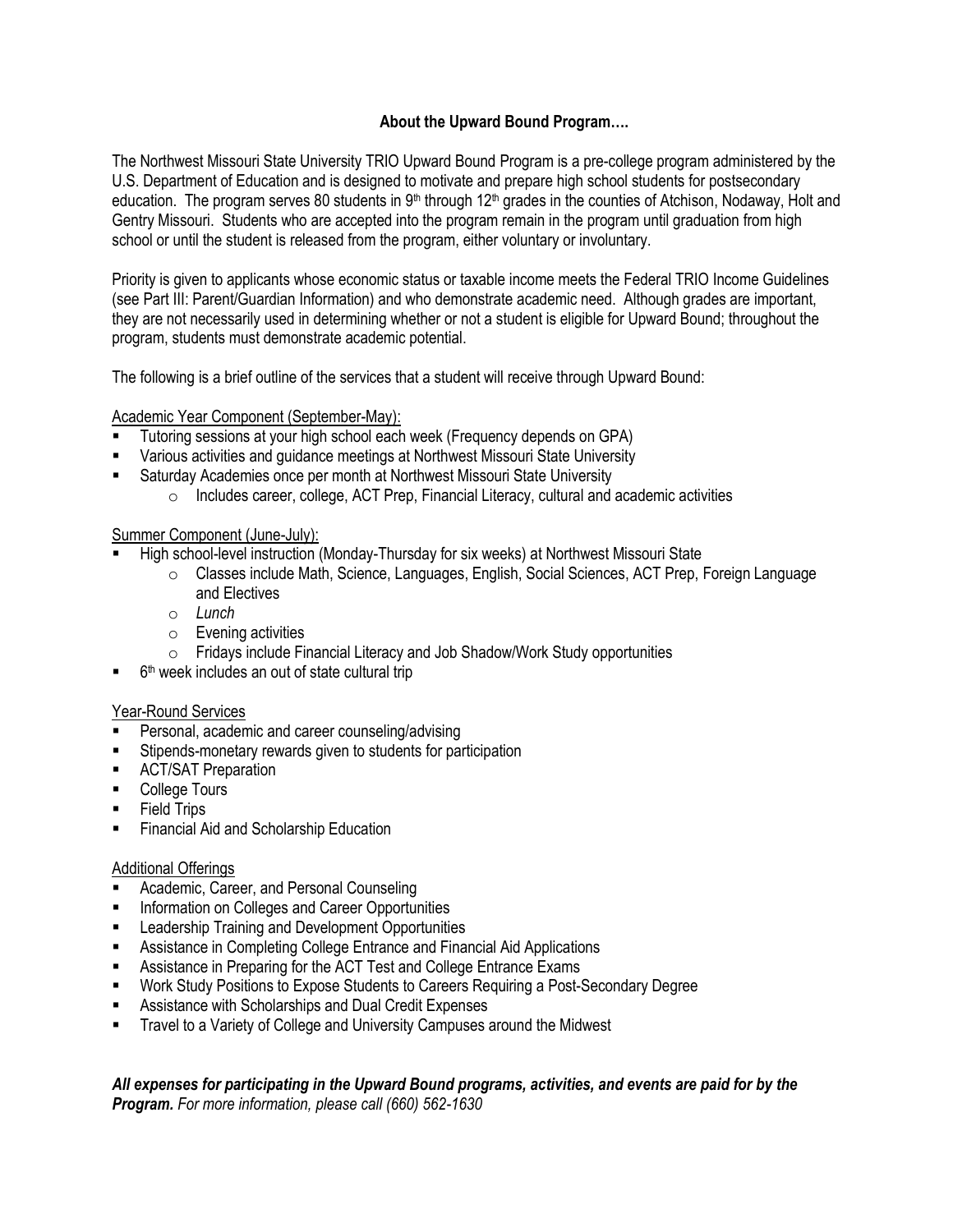### About the Upward Bound Program….

The Northwest Missouri State University TRIO Upward Bound Program is a pre-college program administered by the U.S. Department of Education and is designed to motivate and prepare high school students for postsecondary education. The program serves 80 students in 9th through 12th grades in the counties of Atchison, Nodaway, Holt and Gentry Missouri. Students who are accepted into the program remain in the program until graduation from high school or until the student is released from the program, either voluntary or involuntary.

Priority is given to applicants whose economic status or taxable income meets the Federal TRIO Income Guidelines (see Part III: Parent/Guardian Information) and who demonstrate academic need. Although grades are important, they are not necessarily used in determining whether or not a student is eligible for Upward Bound; throughout the program, students must demonstrate academic potential.

The following is a brief outline of the services that a student will receive through Upward Bound:

Academic Year Component (September-May):

- Tutoring sessions at your high school each week (Frequency depends on GPA)
- Various activities and guidance meetings at Northwest Missouri State University
- Saturday Academies once per month at Northwest Missouri State University
  - Includes career, college, ACT Prep, Financial Literacy, cultural and academic activities

Summer Component (June-July):

- High school-level instruction (Monday-Thursday for six weeks) at Northwest Missouri State
  - Classes include Math, Science, Languages, English, Social Sciences, ACT Prep, Foreign Language and Electives
  - *Lunch*
  - Evening activities
  - Fridays include Financial Literacy and Job Shadow/Work Study opportunities
- 6th week includes an out of state cultural trip

Year-Round Services

- Personal, academic and career counseling/advising
- Stipends-monetary rewards given to students for participation
- ACT/SAT Preparation
- College Tours
- Field Trips
- Financial Aid and Scholarship Education

Additional Offerings

- Academic, Career, and Personal Counseling
- Information on Colleges and Career Opportunities
- Leadership Training and Development Opportunities
- Assistance in Completing College Entrance and Financial Aid Applications
- Assistance in Preparing for the ACT Test and College Entrance Exams
- Work Study Positions to Expose Students to Careers Requiring a Post-Secondary Degree
- Assistance with Scholarships and Dual Credit Expenses
- Travel to a Variety of College and University Campuses around the Midwest

***All expenses for participating in the Upward Bound programs, activities, and events are paid for by the Program.*** *For more information, please call (660) 562-1630*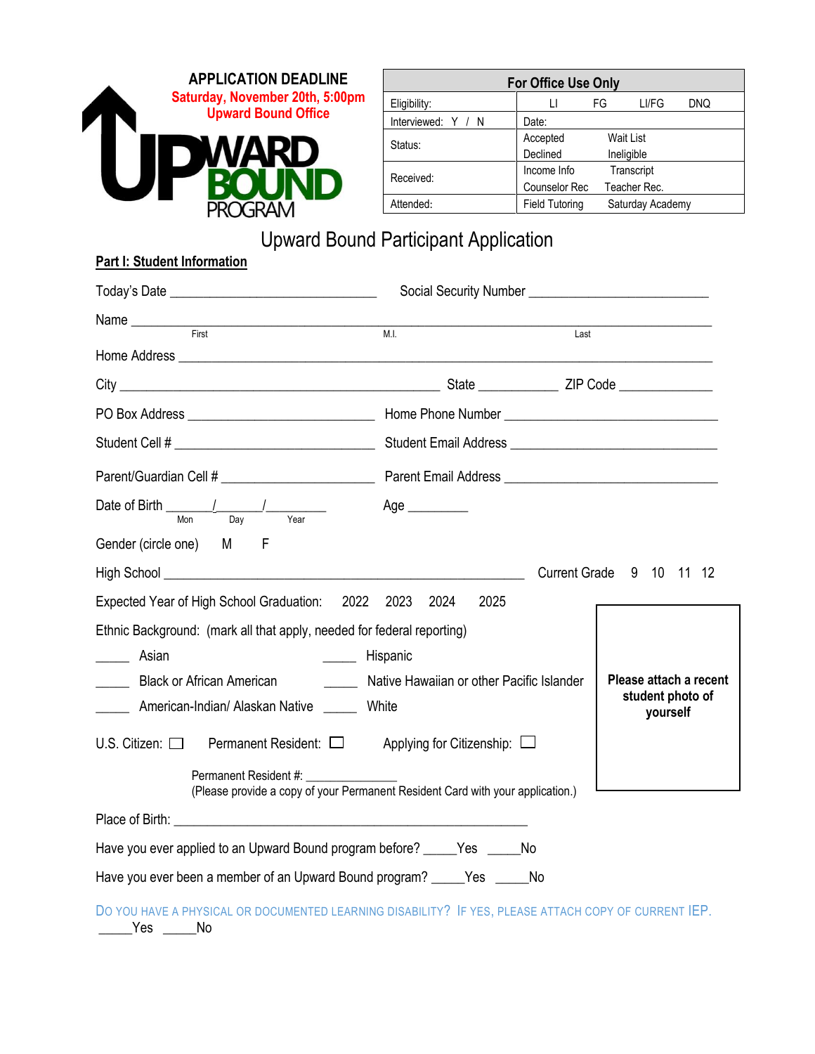**APPLICATION DEADLINE**
**Saturday, November 20th, 5:00pm**
**Upward Bound Office**

UPWARD BOUND PROGRAM

| For Office Use Only | |
|---|---|
| Eligibility: | LI FG LI/FG DNQ |
| Interviewed: Y / N | Date: |
| Status: | Accepted Wait List<br>Declined Ineligible |
| Received: | Income Info Transcript<br>Counselor Rec Teacher Rec. |
| Attended: | Field Tutoring Saturday Academy |

# Upward Bound Participant Application

## Part I: Student Information

Today's Date ______________________________ Social Security Number __________________________

Name _______________________________________________________________________________
First M.I. Last

Home Address ________________________________________________________________________

City ______________________________________________ State ___________ ZIP Code _____________

PO Box Address ___________________________ Home Phone Number ______________________________

Student Cell # ___________________________ Student Email Address ______________________________

Parent/Guardian Cell # _____________________ Parent Email Address ______________________________

Date of Birth ______/______/_________ Age _________
Mon Day Year

Gender (circle one) M F

High School ______________________________________________ Current Grade 9 10 11 12

Expected Year of High School Graduation: 2022 2023 2024 2025

Ethnic Background: (mark all that apply, needed for federal reporting)

_____ Asian _____ Hispanic

_____ Black or African American _____ Native Hawaiian or other Pacific Islander

_____ American-Indian/ Alaskan Native _____ White

**Please attach a recent student photo of yourself**

U.S. Citizen: ☐ Permanent Resident: ☐ Applying for Citizenship: ☐

Permanent Resident #: ______________
(Please provide a copy of your Permanent Resident Card with your application.)

Place of Birth: ____________________________________________________

Have you ever applied to an Upward Bound program before? _____Yes _____No

Have you ever been a member of an Upward Bound program? _____Yes _____No

DO YOU HAVE A PHYSICAL OR DOCUMENTED LEARNING DISABILITY? IF YES, PLEASE ATTACH COPY OF CURRENT IEP.
_____Yes _____No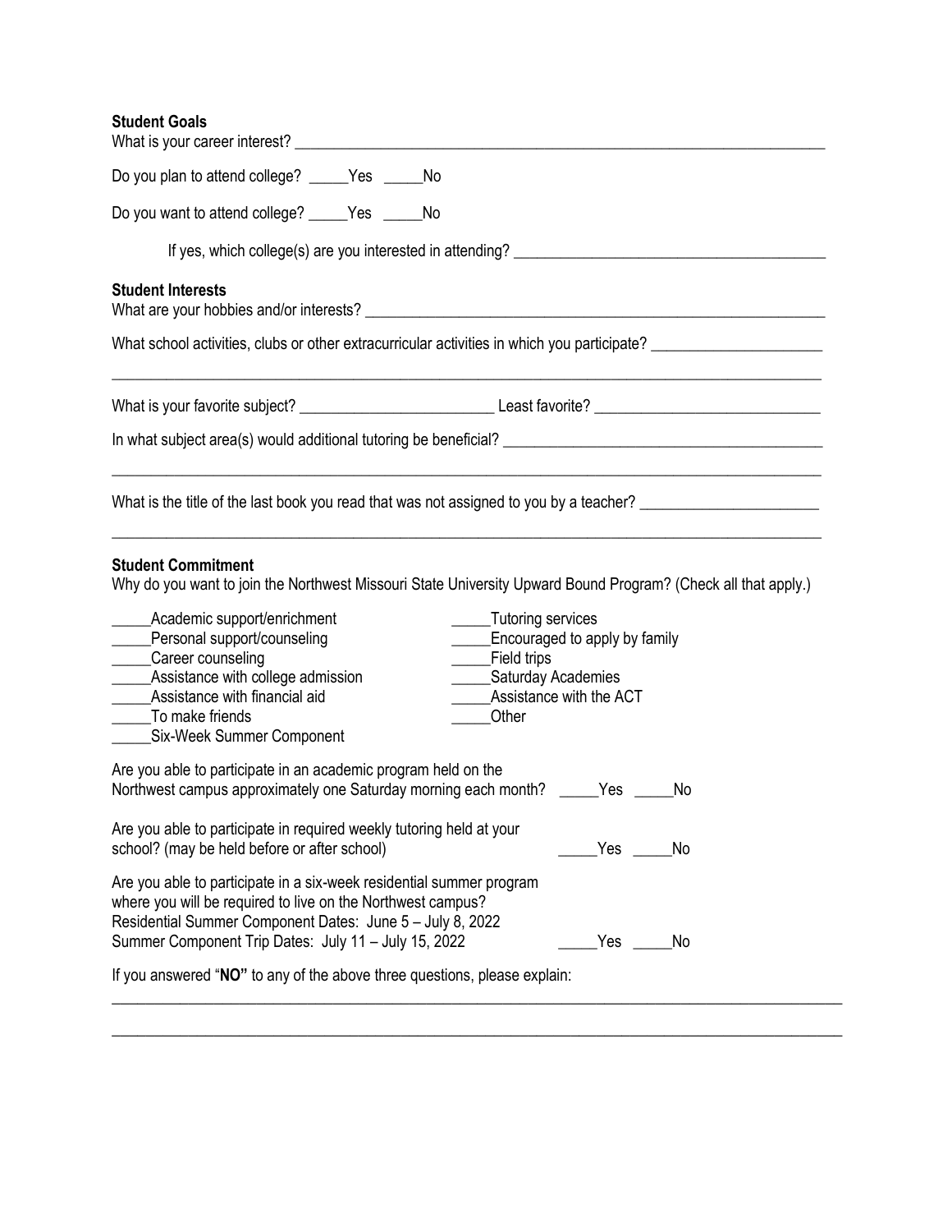**Student Goals**

What is your career interest? ____________________________________________________________________

Do you plan to attend college? _____Yes _____No

Do you want to attend college? _____Yes _____No

If yes, which college(s) are you interested in attending? ________________________________________

**Student Interests**

What are your hobbies and/or interests? ____________________________________________________________

What school activities, clubs or other extracurricular activities in which you participate? _____________________

_____________________________________________________________________________________________

What is your favorite subject? _________________________ Least favorite? _____________________________

In what subject area(s) would additional tutoring be beneficial? ________________________________________

_____________________________________________________________________________________________

What is the title of the last book you read that was not assigned to you by a teacher? ______________________

_____________________________________________________________________________________________

**Student Commitment**

Why do you want to join the Northwest Missouri State University Upward Bound Program? (Check all that apply.)

_____Academic support/enrichment
_____Personal support/counseling
_____Career counseling
_____Assistance with college admission
_____Assistance with financial aid
_____To make friends
_____Six-Week Summer Component
_____Tutoring services
_____Encouraged to apply by family
_____Field trips
_____Saturday Academies
_____Assistance with the ACT
_____Other

Are you able to participate in an academic program held on the Northwest campus approximately one Saturday morning each month? _____Yes _____No

Are you able to participate in required weekly tutoring held at your school? (may be held before or after school) _____Yes _____No

Are you able to participate in a six-week residential summer program where you will be required to live on the Northwest campus?
Residential Summer Component Dates: June 5 – July 8, 2022
Summer Component Trip Dates: July 11 – July 15, 2022 _____Yes _____No

If you answered "**NO"** to any of the above three questions, please explain:

_____________________________________________________________________________________________

_____________________________________________________________________________________________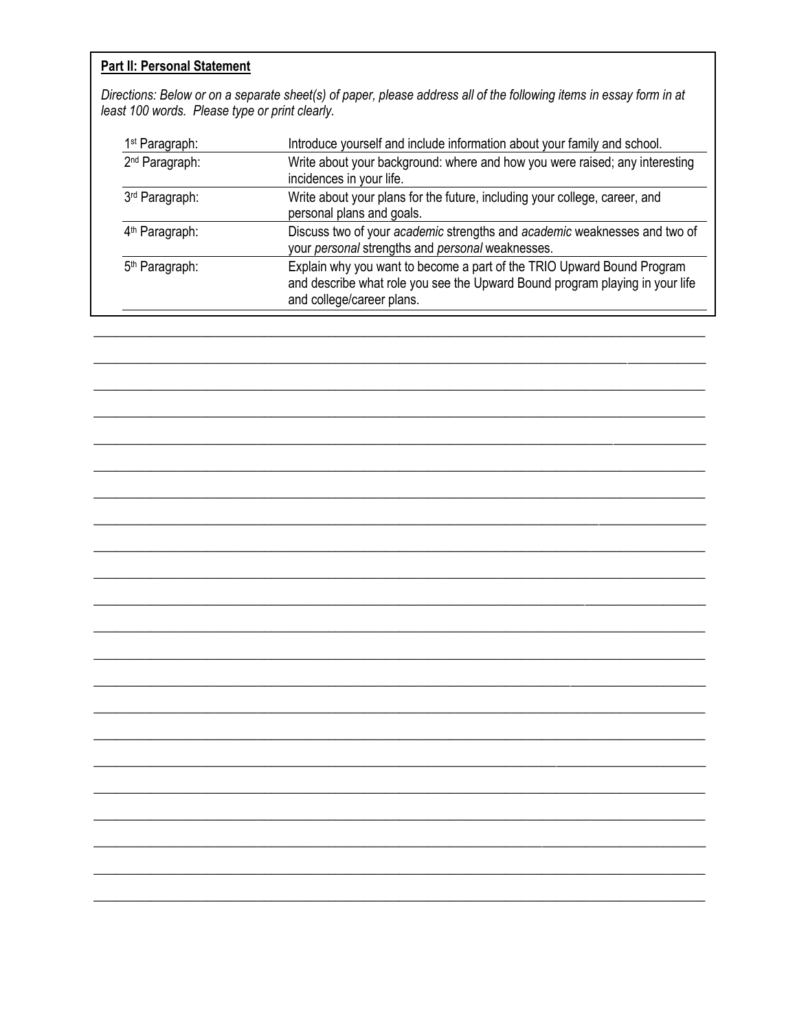**Part II: Personal Statement**

*Directions: Below or on a separate sheet(s) of paper, please address all of the following items in essay form in at least 100 words. Please type or print clearly.*

| | |
|---|---|
| 1st Paragraph: | Introduce yourself and include information about your family and school. |
| 2nd Paragraph: | Write about your background: where and how you were raised; any interesting incidences in your life. |
| 3rd Paragraph: | Write about your plans for the future, including your college, career, and personal plans and goals. |
| 4th Paragraph: | Discuss two of your *academic* strengths and *academic* weaknesses and two of your *personal* strengths and *personal* weaknesses. |
| 5th Paragraph: | Explain why you want to become a part of the TRIO Upward Bound Program and describe what role you see the Upward Bound program playing in your life and college/career plans. |

______________________________________________________________________________

______________________________________________________________________________

______________________________________________________________________________

______________________________________________________________________________

______________________________________________________________________________

______________________________________________________________________________

______________________________________________________________________________

______________________________________________________________________________

______________________________________________________________________________

______________________________________________________________________________

______________________________________________________________________________

______________________________________________________________________________

______________________________________________________________________________

______________________________________________________________________________

______________________________________________________________________________

______________________________________________________________________________

______________________________________________________________________________

______________________________________________________________________________

______________________________________________________________________________

______________________________________________________________________________

______________________________________________________________________________

______________________________________________________________________________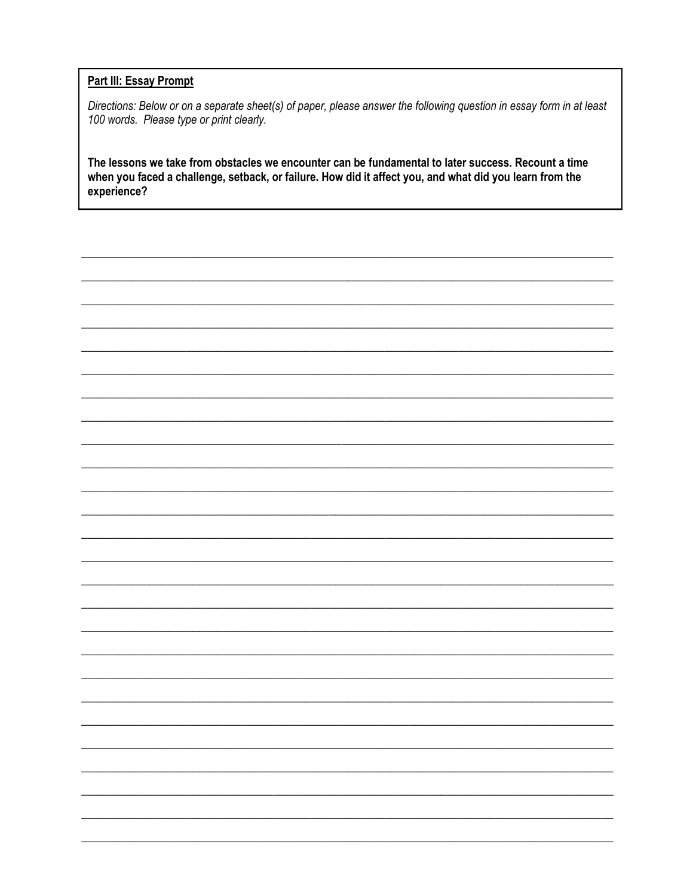**Part III: Essay Prompt**

*Directions: Below or on a separate sheet(s) of paper, please answer the following question in essay form in at least 100 words. Please type or print clearly.*

**The lessons we take from obstacles we encounter can be fundamental to later success. Recount a time when you faced a challenge, setback, or failure. How did it affect you, and what did you learn from the experience?**

___________________________________________________________________________

___________________________________________________________________________

___________________________________________________________________________

___________________________________________________________________________

___________________________________________________________________________

___________________________________________________________________________

___________________________________________________________________________

___________________________________________________________________________

___________________________________________________________________________

___________________________________________________________________________

___________________________________________________________________________

___________________________________________________________________________

___________________________________________________________________________

___________________________________________________________________________

___________________________________________________________________________

___________________________________________________________________________

___________________________________________________________________________

___________________________________________________________________________

___________________________________________________________________________

___________________________________________________________________________

___________________________________________________________________________

___________________________________________________________________________

___________________________________________________________________________

___________________________________________________________________________

___________________________________________________________________________

___________________________________________________________________________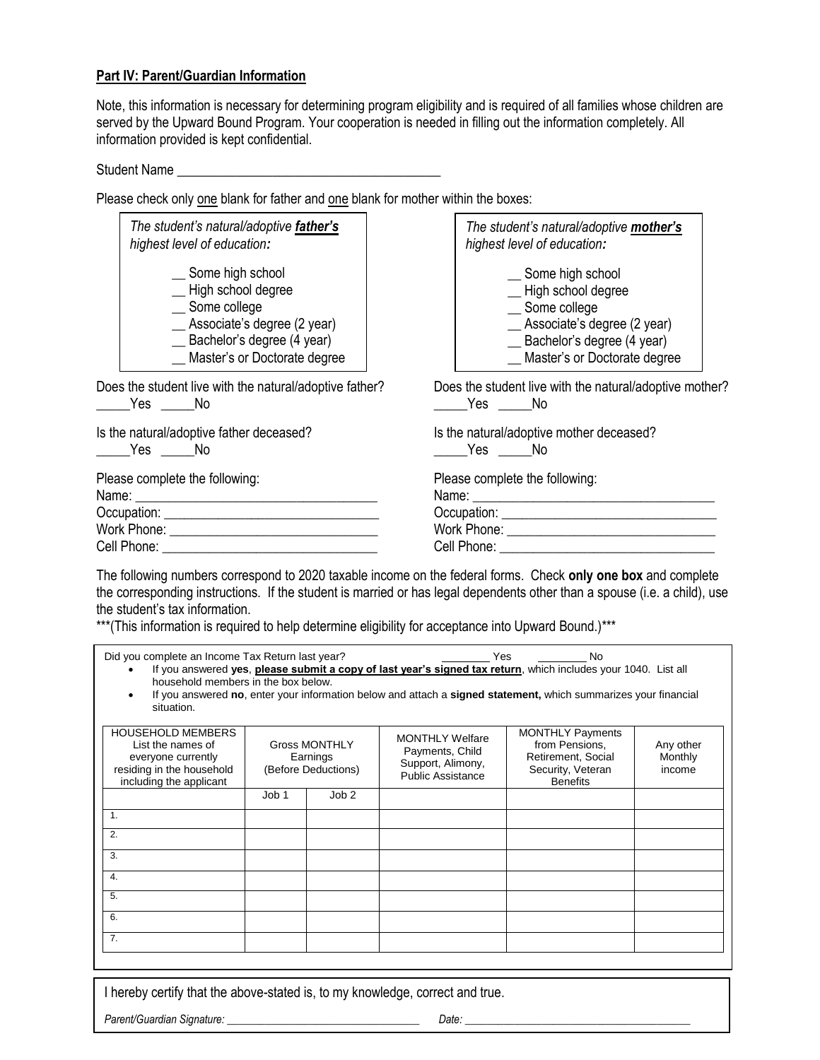**Part IV: Parent/Guardian Information**

Note, this information is necessary for determining program eligibility and is required of all families whose children are served by the Upward Bound Program. Your cooperation is needed in filling out the information completely. All information provided is kept confidential.

Student Name ______________________________________

Please check only one blank for father and one blank for mother within the boxes:

*The student's natural/adoptive **father's** highest level of education:*

- __ Some high school
- __ High school degree
- __ Some college
- __ Associate's degree (2 year)
- __ Bachelor's degree (4 year)
- __ Master's or Doctorate degree

Does the student live with the natural/adoptive father?
_____Yes _____No

Is the natural/adoptive father deceased?
_____Yes _____No

Please complete the following:
Name: ________________________________
Occupation: ____________________________
Work Phone: ____________________________
Cell Phone: _____________________________

*The student's natural/adoptive **mother's** highest level of education:*

- __ Some high school
- __ High school degree
- __ Some college
- __ Associate's degree (2 year)
- __ Bachelor's degree (4 year)
- __ Master's or Doctorate degree

Does the student live with the natural/adoptive mother?
_____Yes _____No

Is the natural/adoptive mother deceased?
_____Yes _____No

Please complete the following:
Name: ________________________________
Occupation: ____________________________
Work Phone: ____________________________
Cell Phone: _____________________________

The following numbers correspond to 2020 taxable income on the federal forms. Check **only one box** and complete the corresponding instructions. If the student is married or has legal dependents other than a spouse (i.e. a child), use the student's tax information.
***(This information is required to help determine eligibility for acceptance into Upward Bound.)***

Did you complete an Income Tax Return last year? ________ Yes ________ No

- If you answered **yes**, **please submit a copy of last year's signed tax return**, which includes your 1040. List all household members in the box below.
- If you answered **no**, enter your information below and attach a **signed statement,** which summarizes your financial situation.

| HOUSEHOLD MEMBERS List the names of everyone currently residing in the household including the applicant | Gross MONTHLY Earnings (Before Deductions) | | MONTHLY Welfare Payments, Child Support, Alimony, Public Assistance | MONTHLY Payments from Pensions, Retirement, Social Security, Veteran Benefits | Any other Monthly income |
|---|---|---|---|---|---|
| | Job 1 | Job 2 | | | |
| 1. | | | | | |
| 2. | | | | | |
| 3. | | | | | |
| 4. | | | | | |
| 5. | | | | | |
| 6. | | | | | |
| 7. | | | | | |

I hereby certify that the above-stated is, to my knowledge, correct and true.

*Parent/Guardian Signature:* ______________________________ *Date:* ____________________________________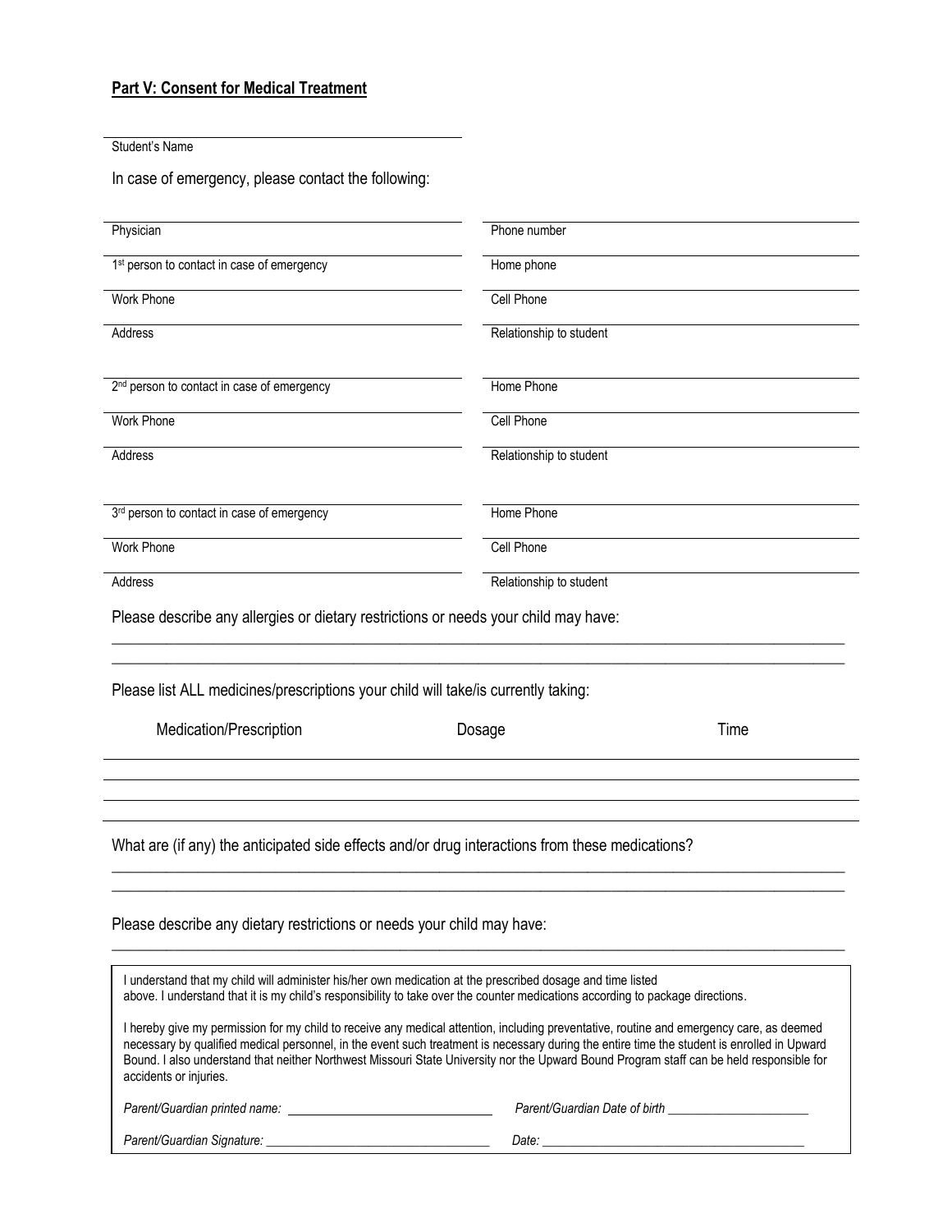## **Part V: Consent for Medical Treatment**

\_\_\_\_\_\_\_\_\_\_\_\_\_\_\_\_\_\_\_\_\_\_\_\_\_\_\_\_\_\_\_\_\_\_\_\_\_\_\_\_

Student's Name

In case of emergency, please contact the following:

| | |
|---|---|
| Physician | Phone number |
| 1st person to contact in case of emergency | Home phone |
| Work Phone | Cell Phone |
| Address | Relationship to student |
| 2nd person to contact in case of emergency | Home Phone |
| Work Phone | Cell Phone |
| Address | Relationship to student |
| 3rd person to contact in case of emergency | Home Phone |
| Work Phone | Cell Phone |
| Address | Relationship to student |

Please describe any allergies or dietary restrictions or needs your child may have:

\_\_\_\_\_\_\_\_\_\_\_\_\_\_\_\_\_\_\_\_\_\_\_\_\_\_\_\_\_\_\_\_\_\_\_\_\_\_\_\_\_\_\_\_\_\_\_\_\_\_\_\_\_\_\_\_\_\_\_\_\_\_\_\_\_\_\_\_\_\_\_\_\_\_\_\_\_\_

\_\_\_\_\_\_\_\_\_\_\_\_\_\_\_\_\_\_\_\_\_\_\_\_\_\_\_\_\_\_\_\_\_\_\_\_\_\_\_\_\_\_\_\_\_\_\_\_\_\_\_\_\_\_\_\_\_\_\_\_\_\_\_\_\_\_\_\_\_\_\_\_\_\_\_\_\_\_

Please list ALL medicines/prescriptions your child will take/is currently taking:

| Medication/Prescription | Dosage | Time |
|---|---|---|
| | | |
| | | |
| | | |

What are (if any) the anticipated side effects and/or drug interactions from these medications?

\_\_\_\_\_\_\_\_\_\_\_\_\_\_\_\_\_\_\_\_\_\_\_\_\_\_\_\_\_\_\_\_\_\_\_\_\_\_\_\_\_\_\_\_\_\_\_\_\_\_\_\_\_\_\_\_\_\_\_\_\_\_\_\_\_\_\_\_\_\_\_\_\_\_\_\_\_\_

\_\_\_\_\_\_\_\_\_\_\_\_\_\_\_\_\_\_\_\_\_\_\_\_\_\_\_\_\_\_\_\_\_\_\_\_\_\_\_\_\_\_\_\_\_\_\_\_\_\_\_\_\_\_\_\_\_\_\_\_\_\_\_\_\_\_\_\_\_\_\_\_\_\_\_\_\_\_

Please describe any dietary restrictions or needs your child may have:

\_\_\_\_\_\_\_\_\_\_\_\_\_\_\_\_\_\_\_\_\_\_\_\_\_\_\_\_\_\_\_\_\_\_\_\_\_\_\_\_\_\_\_\_\_\_\_\_\_\_\_\_\_\_\_\_\_\_\_\_\_\_\_\_\_\_\_\_\_\_\_\_\_\_\_\_\_\_

I understand that my child will administer his/her own medication at the prescribed dosage and time listed above. I understand that it is my child's responsibility to take over the counter medications according to package directions.

I hereby give my permission for my child to receive any medical attention, including preventative, routine and emergency care, as deemed necessary by qualified medical personnel, in the event such treatment is necessary during the entire time the student is enrolled in Upward Bound. I also understand that neither Northwest Missouri State University nor the Upward Bound Program staff can be held responsible for accidents or injuries.

*Parent/Guardian printed name:* \_\_\_\_\_\_\_\_\_\_\_\_\_\_\_\_\_\_\_\_\_\_\_\_\_\_\_\_\_\_ *Parent/Guardian Date of birth* \_\_\_\_\_\_\_\_\_\_\_\_\_\_\_\_\_\_\_\_\_

*Parent/Guardian Signature:* \_\_\_\_\_\_\_\_\_\_\_\_\_\_\_\_\_\_\_\_\_\_\_\_\_\_\_\_\_\_\_\_ *Date:* \_\_\_\_\_\_\_\_\_\_\_\_\_\_\_\_\_\_\_\_\_\_\_\_\_\_\_\_\_\_\_\_\_\_\_\_\_\_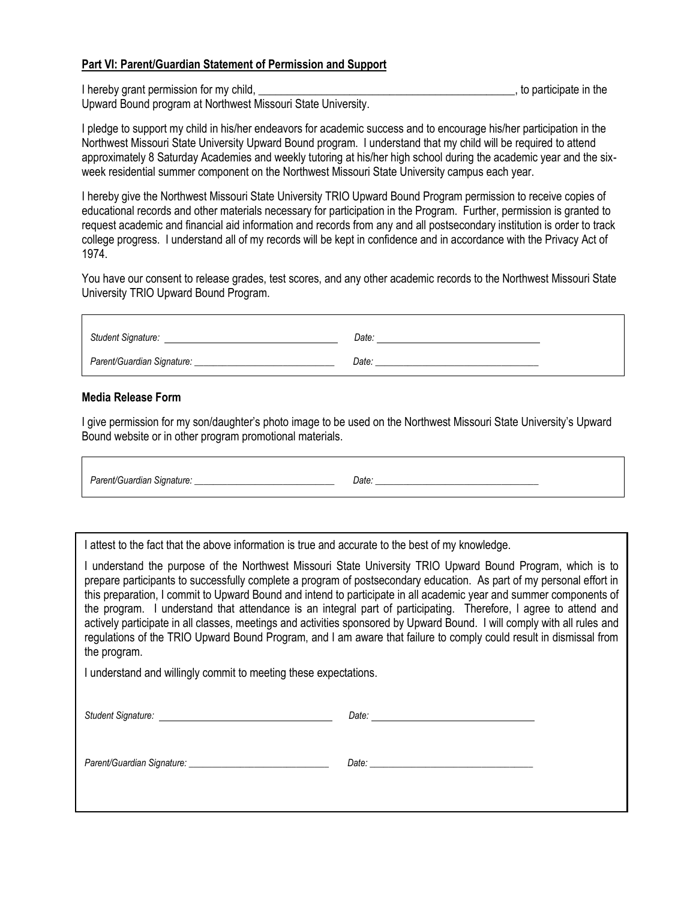**Part VI: Parent/Guardian Statement of Permission and Support**

I hereby grant permission for my child, ______________________________________________, to participate in the Upward Bound program at Northwest Missouri State University.

I pledge to support my child in his/her endeavors for academic success and to encourage his/her participation in the Northwest Missouri State University Upward Bound program. I understand that my child will be required to attend approximately 8 Saturday Academies and weekly tutoring at his/her high school during the academic year and the six-week residential summer component on the Northwest Missouri State University campus each year.

I hereby give the Northwest Missouri State University TRIO Upward Bound Program permission to receive copies of educational records and other materials necessary for participation in the Program. Further, permission is granted to request academic and financial aid information and records from any and all postsecondary institution is order to track college progress. I understand all of my records will be kept in confidence and in accordance with the Privacy Act of 1974.

You have our consent to release grades, test scores, and any other academic records to the Northwest Missouri State University TRIO Upward Bound Program.

*Student Signature:* ______________________________ *Date:* ______________________________

*Parent/Guardian Signature:* ______________________________ *Date:* ______________________________

**Media Release Form**

I give permission for my son/daughter's photo image to be used on the Northwest Missouri State University's Upward Bound website or in other program promotional materials.

*Parent/Guardian Signature:* ______________________________ *Date:* ______________________________

I attest to the fact that the above information is true and accurate to the best of my knowledge.

I understand the purpose of the Northwest Missouri State University TRIO Upward Bound Program, which is to prepare participants to successfully complete a program of postsecondary education. As part of my personal effort in this preparation, I commit to Upward Bound and intend to participate in all academic year and summer components of the program. I understand that attendance is an integral part of participating. Therefore, I agree to attend and actively participate in all classes, meetings and activities sponsored by Upward Bound. I will comply with all rules and regulations of the TRIO Upward Bound Program, and I am aware that failure to comply could result in dismissal from the program.

I understand and willingly commit to meeting these expectations.

*Student Signature:* ______________________________ *Date:* ______________________________

*Parent/Guardian Signature:* ______________________________ *Date:* ______________________________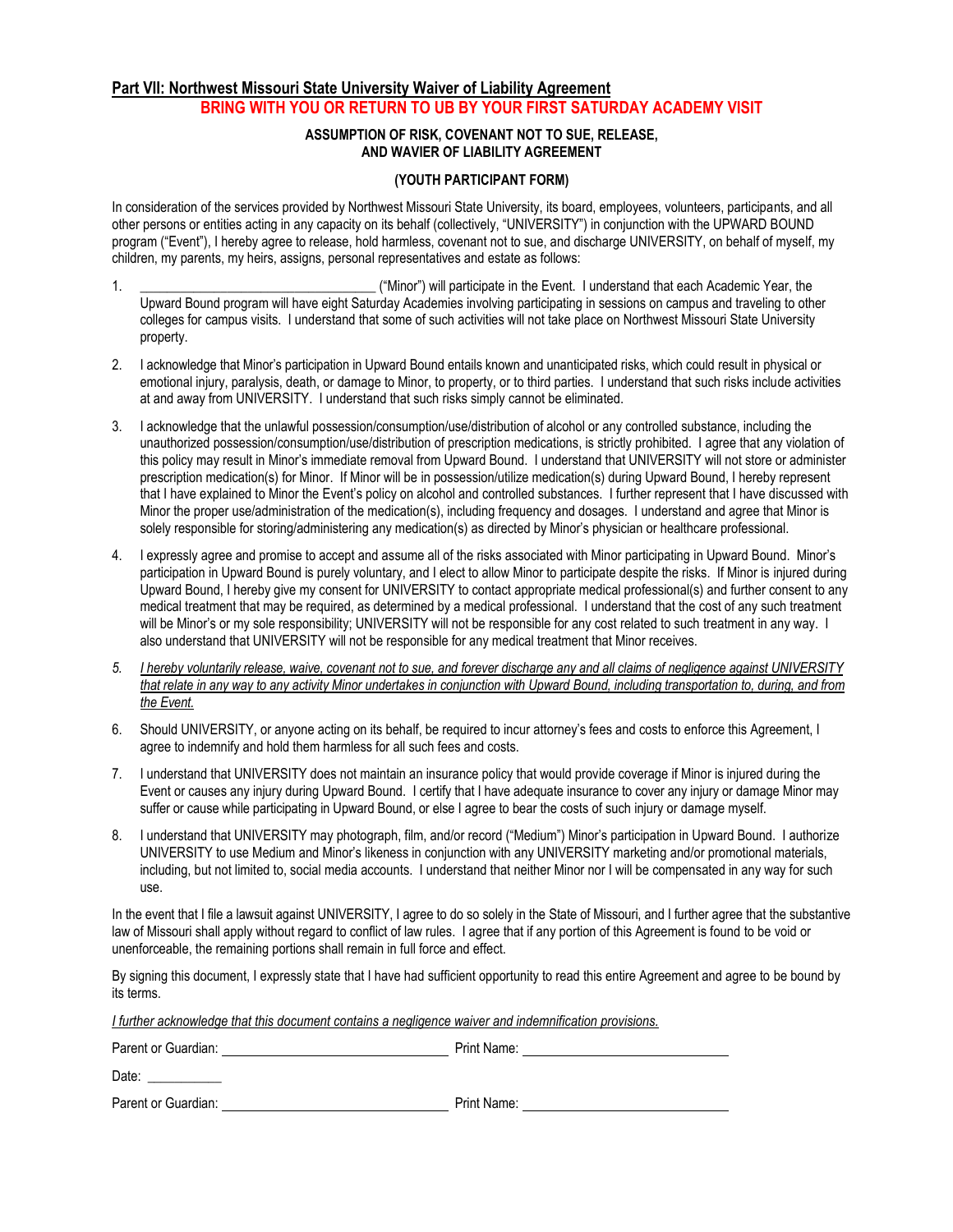## Part VII: Northwest Missouri State University Waiver of Liability Agreement

**BRING WITH YOU OR RETURN TO UB BY YOUR FIRST SATURDAY ACADEMY VISIT**

**ASSUMPTION OF RISK, COVENANT NOT TO SUE, RELEASE, AND WAVIER OF LIABILITY AGREEMENT**

**(YOUTH PARTICIPANT FORM)**

In consideration of the services provided by Northwest Missouri State University, its board, employees, volunteers, participants, and all other persons or entities acting in any capacity on its behalf (collectively, "UNIVERSITY") in conjunction with the UPWARD BOUND program ("Event"), I hereby agree to release, hold harmless, covenant not to sue, and discharge UNIVERSITY, on behalf of myself, my children, my parents, my heirs, assigns, personal representatives and estate as follows:

1. ________________________________ ("Minor") will participate in the Event. I understand that each Academic Year, the Upward Bound program will have eight Saturday Academies involving participating in sessions on campus and traveling to other colleges for campus visits. I understand that some of such activities will not take place on Northwest Missouri State University property.

2. I acknowledge that Minor's participation in Upward Bound entails known and unanticipated risks, which could result in physical or emotional injury, paralysis, death, or damage to Minor, to property, or to third parties. I understand that such risks include activities at and away from UNIVERSITY. I understand that such risks simply cannot be eliminated.

3. I acknowledge that the unlawful possession/consumption/use/distribution of alcohol or any controlled substance, including the unauthorized possession/consumption/use/distribution of prescription medications, is strictly prohibited. I agree that any violation of this policy may result in Minor's immediate removal from Upward Bound. I understand that UNIVERSITY will not store or administer prescription medication(s) for Minor. If Minor will be in possession/utilize medication(s) during Upward Bound, I hereby represent that I have explained to Minor the Event's policy on alcohol and controlled substances. I further represent that I have discussed with Minor the proper use/administration of the medication(s), including frequency and dosages. I understand and agree that Minor is solely responsible for storing/administering any medication(s) as directed by Minor's physician or healthcare professional.

4. I expressly agree and promise to accept and assume all of the risks associated with Minor participating in Upward Bound. Minor's participation in Upward Bound is purely voluntary, and I elect to allow Minor to participate despite the risks. If Minor is injured during Upward Bound, I hereby give my consent for UNIVERSITY to contact appropriate medical professional(s) and further consent to any medical treatment that may be required, as determined by a medical professional. I understand that the cost of any such treatment will be Minor's or my sole responsibility; UNIVERSITY will not be responsible for any cost related to such treatment in any way. I also understand that UNIVERSITY will not be responsible for any medical treatment that Minor receives.

5. *I hereby voluntarily release, waive, covenant not to sue, and forever discharge any and all claims of negligence against UNIVERSITY that relate in any way to any activity Minor undertakes in conjunction with Upward Bound, including transportation to, during, and from the Event.*

6. Should UNIVERSITY, or anyone acting on its behalf, be required to incur attorney's fees and costs to enforce this Agreement, I agree to indemnify and hold them harmless for all such fees and costs.

7. I understand that UNIVERSITY does not maintain an insurance policy that would provide coverage if Minor is injured during the Event or causes any injury during Upward Bound. I certify that I have adequate insurance to cover any injury or damage Minor may suffer or cause while participating in Upward Bound, or else I agree to bear the costs of such injury or damage myself.

8. I understand that UNIVERSITY may photograph, film, and/or record ("Medium") Minor's participation in Upward Bound. I authorize UNIVERSITY to use Medium and Minor's likeness in conjunction with any UNIVERSITY marketing and/or promotional materials, including, but not limited to, social media accounts. I understand that neither Minor nor I will be compensated in any way for such use.

In the event that I file a lawsuit against UNIVERSITY, I agree to do so solely in the State of Missouri, and I further agree that the substantive law of Missouri shall apply without regard to conflict of law rules. I agree that if any portion of this Agreement is found to be void or unenforceable, the remaining portions shall remain in full force and effect.

By signing this document, I expressly state that I have had sufficient opportunity to read this entire Agreement and agree to be bound by its terms.

*I further acknowledge that this document contains a negligence waiver and indemnification provisions.*

Parent or Guardian: ______________________________ Print Name: ______________________________

Date: ___________

Parent or Guardian: ______________________________ Print Name: ______________________________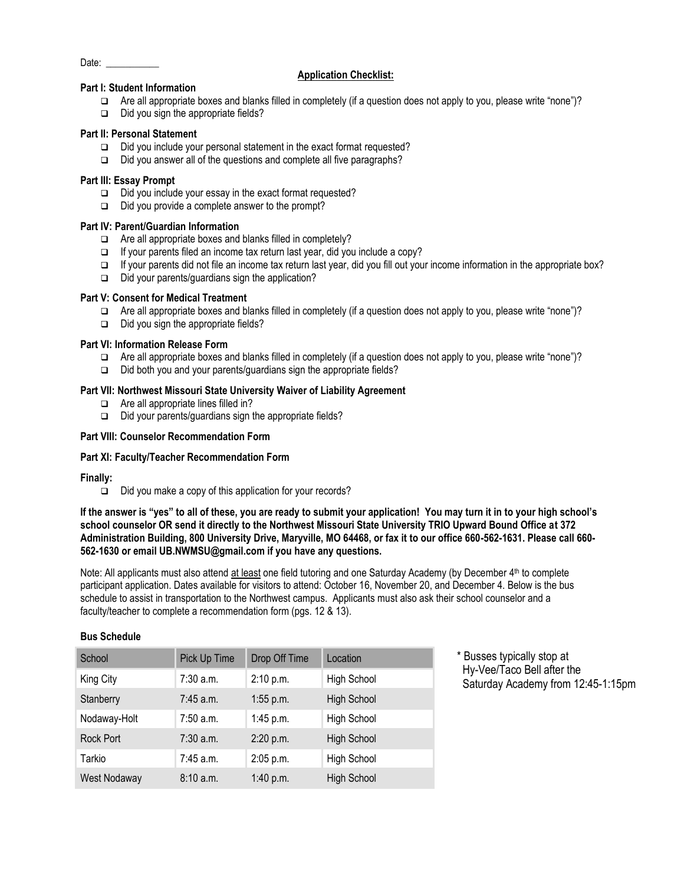Date: ___________

## Application Checklist:

**Part I: Student Information**

- ❑ Are all appropriate boxes and blanks filled in completely (if a question does not apply to you, please write "none")?
- ❑ Did you sign the appropriate fields?

**Part II: Personal Statement**

- ❑ Did you include your personal statement in the exact format requested?
- ❑ Did you answer all of the questions and complete all five paragraphs?

**Part III: Essay Prompt**

- ❑ Did you include your essay in the exact format requested?
- ❑ Did you provide a complete answer to the prompt?

**Part IV: Parent/Guardian Information**

- ❑ Are all appropriate boxes and blanks filled in completely?
- ❑ If your parents filed an income tax return last year, did you include a copy?
- ❑ If your parents did not file an income tax return last year, did you fill out your income information in the appropriate box?
- ❑ Did your parents/guardians sign the application?

**Part V: Consent for Medical Treatment**

- ❑ Are all appropriate boxes and blanks filled in completely (if a question does not apply to you, please write "none")?
- ❑ Did you sign the appropriate fields?

**Part VI: Information Release Form**

- ❑ Are all appropriate boxes and blanks filled in completely (if a question does not apply to you, please write "none")?
- ❑ Did both you and your parents/guardians sign the appropriate fields?

**Part VII: Northwest Missouri State University Waiver of Liability Agreement**

- ❑ Are all appropriate lines filled in?
- ❑ Did your parents/guardians sign the appropriate fields?

**Part VIII: Counselor Recommendation Form**

**Part XI: Faculty/Teacher Recommendation Form**

**Finally:**

- ❑ Did you make a copy of this application for your records?

**If the answer is "yes" to all of these, you are ready to submit your application! You may turn it in to your high school's school counselor OR send it directly to the Northwest Missouri State University TRIO Upward Bound Office at 372 Administration Building, 800 University Drive, Maryville, MO 64468, or fax it to our office 660-562-1631. Please call 660-562-1630 or email UB.NWMSU@gmail.com if you have any questions.**

Note: All applicants must also attend at least one field tutoring and one Saturday Academy (by December 4th to complete participant application. Dates available for visitors to attend: October 16, November 20, and December 4. Below is the bus schedule to assist in transportation to the Northwest campus. Applicants must also ask their school counselor and a faculty/teacher to complete a recommendation form (pgs. 12 & 13).

**Bus Schedule**

| School | Pick Up Time | Drop Off Time | Location |
|---|---|---|---|
| King City | 7:30 a.m. | 2:10 p.m. | High School |
| Stanberry | 7:45 a.m. | 1:55 p.m. | High School |
| Nodaway-Holt | 7:50 a.m. | 1:45 p.m. | High School |
| Rock Port | 7:30 a.m. | 2:20 p.m. | High School |
| Tarkio | 7:45 a.m. | 2:05 p.m. | High School |
| West Nodaway | 8:10 a.m. | 1:40 p.m. | High School |

* Busses typically stop at Hy-Vee/Taco Bell after the Saturday Academy from 12:45-1:15pm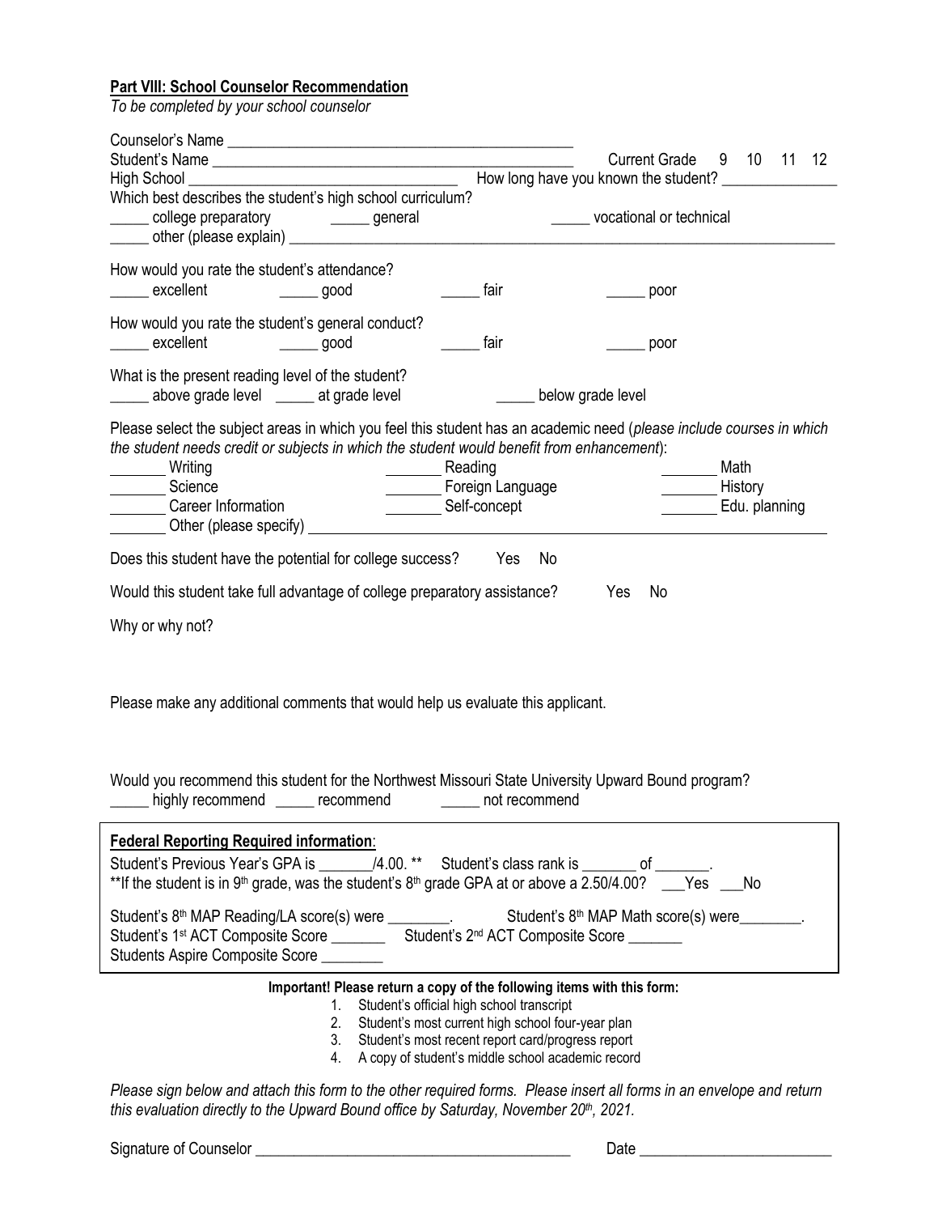**Part VIII: School Counselor Recommendation**

*To be completed by your school counselor*

Counselor's Name ______________________________________________

Student's Name ______________________________________________ Current Grade 9 10 11 12

High School ________________________________ How long have you known the student? ______________

Which best describes the student's high school curriculum?

_____ college preparatory _____ general _____ vocational or technical

_____ other (please explain) ________________________________________________________________________

How would you rate the student's attendance?

_____ excellent _____ good _____ fair _____ poor

How would you rate the student's general conduct?

_____ excellent _____ good _____ fair _____ poor

What is the present reading level of the student?

_____ above grade level _____ at grade level _____ below grade level

Please select the subject areas in which you feel this student has an academic need (*please include courses in which the student needs credit or subjects in which the student would benefit from enhancement*):

_______ Writing _______ Reading _______ Math

_______ Science _______ Foreign Language _______ History

_______ Career Information _______ Self-concept _______ Edu. planning

_______ Other (please specify) ________________________________________________________________

Does this student have the potential for college success? Yes No

Would this student take full advantage of college preparatory assistance? Yes No

Why or why not?

Please make any additional comments that would help us evaluate this applicant.

Would you recommend this student for the Northwest Missouri State University Upward Bound program?

_____ highly recommend _____ recommend _____ not recommend

**Federal Reporting Required information**:

Student's Previous Year's GPA is _______/4.00. ** Student's class rank is _______ of _______.

**If the student is in 9th grade, was the student's 8th grade GPA at or above a 2.50/4.00? ___Yes ___No

Student's 8th MAP Reading/LA score(s) were ________. Student's 8th MAP Math score(s) were________.

Student's 1st ACT Composite Score _______ Student's 2nd ACT Composite Score _______

Students Aspire Composite Score ________

**Important! Please return a copy of the following items with this form:**

1. Student's official high school transcript
2. Student's most current high school four-year plan
3. Student's most recent report card/progress report
4. A copy of student's middle school academic record

*Please sign below and attach this form to the other required forms. Please insert all forms in an envelope and return this evaluation directly to the Upward Bound office by Saturday, November 20th, 2021.*

Signature of Counselor ________________________________________ Date ________________________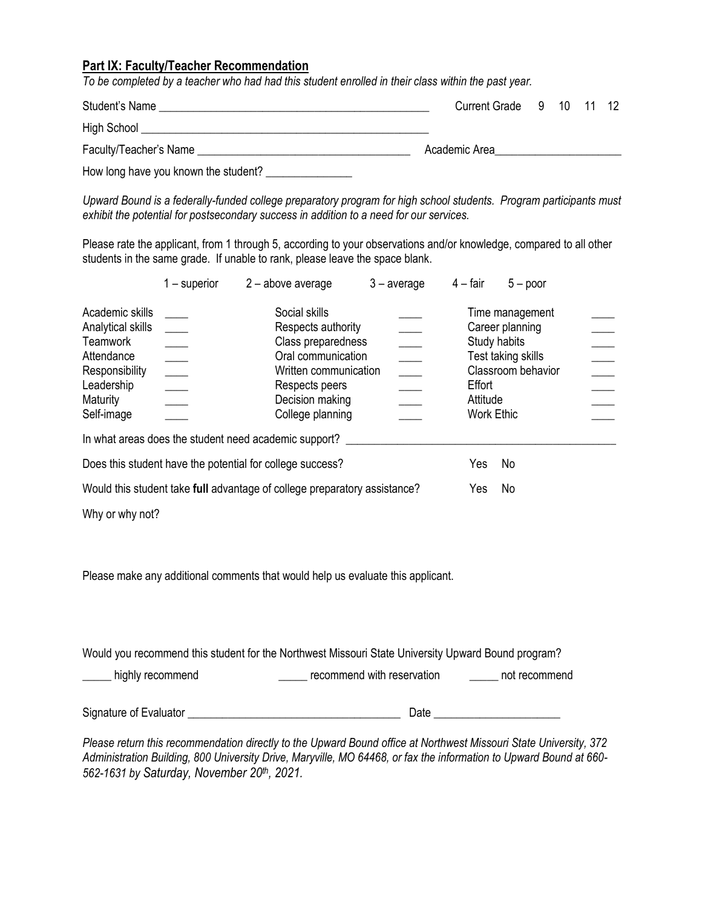## Part IX: Faculty/Teacher Recommendation

*To be completed by a teacher who had had this student enrolled in their class within the past year.*

Student's Name _______________________________________________ Current Grade 9 10 11 12

High School ___________________________________________________

Faculty/Teacher's Name ____________________________________ Academic Area_____________________

How long have you known the student? _______________

*Upward Bound is a federally-funded college preparatory program for high school students. Program participants must exhibit the potential for postsecondary success in addition to a need for our services.*

Please rate the applicant, from 1 through 5, according to your observations and/or knowledge, compared to all other students in the same grade. If unable to rank, please leave the space blank.

1 – superior  2 – above average  3 – average  4 – fair  5 – poor

| | | | | | |
|---|---|---|---|---|---|
| Academic skills | ____ | Social skills | ____ | Time management | ____ |
| Analytical skills | ____ | Respects authority | ____ | Career planning | ____ |
| Teamwork | ____ | Class preparedness | ____ | Study habits | ____ |
| Attendance | ____ | Oral communication | ____ | Test taking skills | ____ |
| Responsibility | ____ | Written communication | ____ | Classroom behavior | ____ |
| Leadership | ____ | Respects peers | ____ | Effort | ____ |
| Maturity | ____ | Decision making | ____ | Attitude | ____ |
| Self-image | ____ | College planning | ____ | Work Ethic | ____ |

In what areas does the student need academic support? ______________________________________________

Does this student have the potential for college success? Yes No

Would this student take **full** advantage of college preparatory assistance? Yes No

Why or why not?

Please make any additional comments that would help us evaluate this applicant.

Would you recommend this student for the Northwest Missouri State University Upward Bound program?

_____ highly recommend _____ recommend with reservation _____ not recommend

Signature of Evaluator ____________________________________ Date _____________________

*Please return this recommendation directly to the Upward Bound office at Northwest Missouri State University, 372 Administration Building, 800 University Drive, Maryville, MO 64468, or fax the information to Upward Bound at 660-562-1631 by Saturday, November 20th, 2021.*